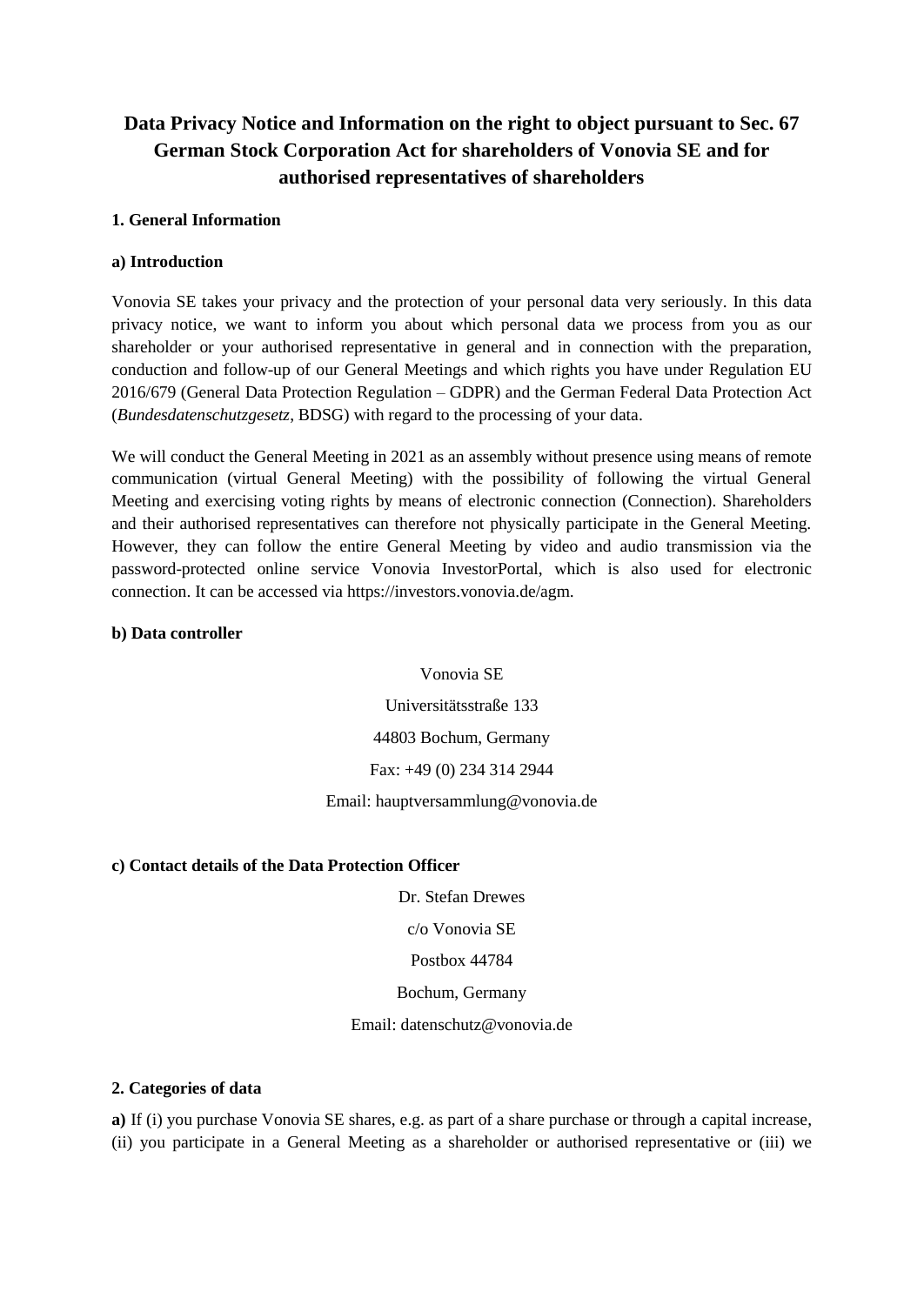# Data Privacy Notice and Information on the right to object pursuant to Sec. 67 German Stock Corporation Act for shareholders of Vonovia SE and for authorised representatives of shareholders

## 1. General Information

### a) Introduction

Vonovia SE takes your privacy and the protection of your personal data very seriously. In this data privacy notice, we want to inform you about which personal data we process from you as our shareholder or your authorised representative in general and in connection with the preparation, conduction and follow-up of our General Meetings and which rights you have under Regulation EU 2016/679 (General Data Protection Regulation – GDPR) and the German Federal Data Protection Act (*Bundesdatenschutzgesetz*, BDSG) with regard to the processing of your data.

We will conduct the General Meeting in 2021 as an assembly without presence using means of remote communication (virtual General Meeting) with the possibility of following the virtual General Meeting and exercising voting rights by means of electronic connection (Connection). Shareholders and their authorised representatives can therefore not physically participate in the General Meeting. However, they can follow the entire General Meeting by video and audio transmission via the password-protected online service Vonovia InvestorPortal, which is also used for electronic connection. It can be accessed via https://investors.vonovia.de/agm.

### b) Data controller

Vonovia SE

Universitätsstraße 133

44803 Bochum, Germany

Fax: +49 (0) 234 314 2944

Email: hauptversammlung@vonovia.de

### c) Contact details of the Data Protection Officer

Dr. Stefan Drewes

c/o Vonovia SE

Postbox 44784

Bochum, Germany

Email: datenschutz@vonovia.de

## 2. Categories of data

**a)** If (i) you purchase Vonovia SE shares, e.g. as part of a share purchase or through a capital increase, (ii) you participate in a General Meeting as a shareholder or authorised representative or (iii) we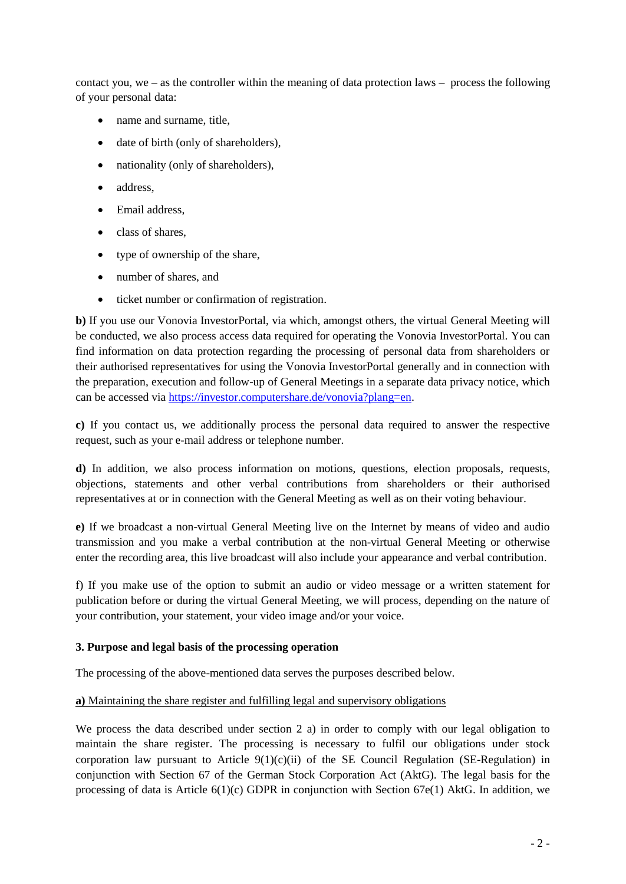contact you, we – as the controller within the meaning of data protection laws – process the following of your personal data:

- name and surname, title,
- date of birth (only of shareholders),
- nationality (only of shareholders),
- address,
- Email address,
- class of shares,
- type of ownership of the share,
- number of shares, and
- ticket number or confirmation of registration.

**b)** If you use our Vonovia InvestorPortal, via which, amongst others, the virtual General Meeting will be conducted, we also process access data required for operating the Vonovia InvestorPortal. You can find information on data protection regarding the processing of personal data from shareholders or their authorised representatives for using the Vonovia InvestorPortal generally and in connection with the preparation, execution and follow-up of General Meetings in a separate data privacy notice, which can be accessed via [https://investor.computershare.de/vonovia?plang=en](https://investor.computershare.de/vonovia?plang=en).

**c)** If you contact us, we additionally process the personal data required to answer the respective request, such as your e-mail address or telephone number.

**d)** In addition, we also process information on motions, questions, election proposals, requests, objections, statements and other verbal contributions from shareholders or their authorised representatives at or in connection with the General Meeting as well as on their voting behaviour.

**e)** If we broadcast a non-virtual General Meeting live on the Internet by means of video and audio transmission and you make a verbal contribution at the non-virtual General Meeting or otherwise enter the recording area, this live broadcast will also include your appearance and verbal contribution.

f) If you make use of the option to submit an audio or video message or a written statement for publication before or during the virtual General Meeting, we will process, depending on the nature of your contribution, your statement, your video image and/or your voice.

**3. Purpose and legal basis of the processing operation**

The processing of the above-mentioned data serves the purposes described below.

**a)** Maintaining the share register and fulfilling legal and supervisory obligations

We process the data described under section 2 a) in order to comply with our legal obligation to maintain the share register. The processing is necessary to fulfil our obligations under stock corporation law pursuant to Article 9(1)(c)(ii) of the SE Council Regulation (SE-Regulation) in conjunction with Section 67 of the German Stock Corporation Act (AktG). The legal basis for the processing of data is Article 6(1)(c) GDPR in conjunction with Section 67e(1) AktG. In addition, we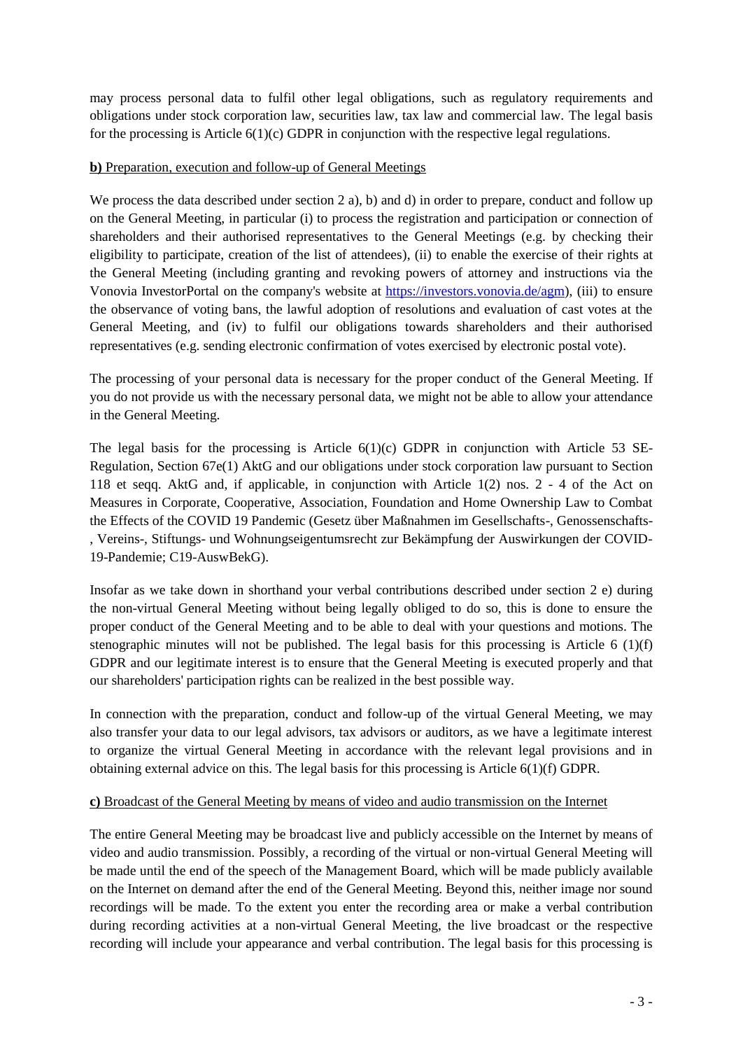may process personal data to fulfil other legal obligations, such as regulatory requirements and obligations under stock corporation law, securities law, tax law and commercial law. The legal basis for the processing is Article 6(1)(c) GDPR in conjunction with the respective legal regulations.

**b)** Preparation, execution and follow-up of General Meetings

We process the data described under section 2 a), b) and d) in order to prepare, conduct and follow up on the General Meeting, in particular (i) to process the registration and participation or connection of shareholders and their authorised representatives to the General Meetings (e.g. by checking their eligibility to participate, creation of the list of attendees), (ii) to enable the exercise of their rights at the General Meeting (including granting and revoking powers of attorney and instructions via the Vonovia InvestorPortal on the company's website at https://investors.vonovia.de/agm), (iii) to ensure the observance of voting bans, the lawful adoption of resolutions and evaluation of cast votes at the General Meeting, and (iv) to fulfil our obligations towards shareholders and their authorised representatives (e.g. sending electronic confirmation of votes exercised by electronic postal vote).

The processing of your personal data is necessary for the proper conduct of the General Meeting. If you do not provide us with the necessary personal data, we might not be able to allow your attendance in the General Meeting.

The legal basis for the processing is Article 6(1)(c) GDPR in conjunction with Article 53 SE-Regulation, Section 67e(1) AktG and our obligations under stock corporation law pursuant to Section 118 et seqq. AktG and, if applicable, in conjunction with Article 1(2) nos. 2 - 4 of the Act on Measures in Corporate, Cooperative, Association, Foundation and Home Ownership Law to Combat the Effects of the COVID 19 Pandemic (Gesetz über Maßnahmen im Gesellschafts-, Genossenschafts-, Vereins-, Stiftungs- und Wohnungseigentumsrecht zur Bekämpfung der Auswirkungen der COVID-19-Pandemie; C19-AuswBekG).

Insofar as we take down in shorthand your verbal contributions described under section 2 e) during the non-virtual General Meeting without being legally obliged to do so, this is done to ensure the proper conduct of the General Meeting and to be able to deal with your questions and motions. The stenographic minutes will not be published. The legal basis for this processing is Article 6 (1)(f) GDPR and our legitimate interest is to ensure that the General Meeting is executed properly and that our shareholders' participation rights can be realized in the best possible way.

In connection with the preparation, conduct and follow-up of the virtual General Meeting, we may also transfer your data to our legal advisors, tax advisors or auditors, as we have a legitimate interest to organize the virtual General Meeting in accordance with the relevant legal provisions and in obtaining external advice on this. The legal basis for this processing is Article 6(1)(f) GDPR.

**c)** Broadcast of the General Meeting by means of video and audio transmission on the Internet

The entire General Meeting may be broadcast live and publicly accessible on the Internet by means of video and audio transmission. Possibly, a recording of the virtual or non-virtual General Meeting will be made until the end of the speech of the Management Board, which will be made publicly available on the Internet on demand after the end of the General Meeting. Beyond this, neither image nor sound recordings will be made. To the extent you enter the recording area or make a verbal contribution during recording activities at a non-virtual General Meeting, the live broadcast or the respective recording will include your appearance and verbal contribution. The legal basis for this processing is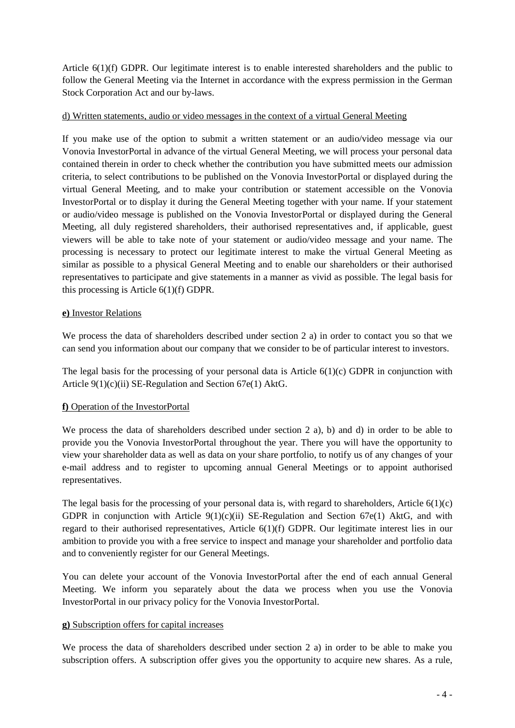Article 6(1)(f) GDPR. Our legitimate interest is to enable interested shareholders and the public to follow the General Meeting via the Internet in accordance with the express permission in the German Stock Corporation Act and our by-laws.

d) Written statements, audio or video messages in the context of a virtual General Meeting

If you make use of the option to submit a written statement or an audio/video message via our Vonovia InvestorPortal in advance of the virtual General Meeting, we will process your personal data contained therein in order to check whether the contribution you have submitted meets our admission criteria, to select contributions to be published on the Vonovia InvestorPortal or displayed during the virtual General Meeting, and to make your contribution or statement accessible on the Vonovia InvestorPortal or to display it during the General Meeting together with your name. If your statement or audio/video message is published on the Vonovia InvestorPortal or displayed during the General Meeting, all duly registered shareholders, their authorised representatives and, if applicable, guest viewers will be able to take note of your statement or audio/video message and your name. The processing is necessary to protect our legitimate interest to make the virtual General Meeting as similar as possible to a physical General Meeting and to enable our shareholders or their authorised representatives to participate and give statements in a manner as vivid as possible. The legal basis for this processing is Article 6(1)(f) GDPR.

**e)** Investor Relations

We process the data of shareholders described under section 2 a) in order to contact you so that we can send you information about our company that we consider to be of particular interest to investors.

The legal basis for the processing of your personal data is Article 6(1)(c) GDPR in conjunction with Article 9(1)(c)(ii) SE-Regulation and Section 67e(1) AktG.

**f)** Operation of the InvestorPortal

We process the data of shareholders described under section 2 a), b) and d) in order to be able to provide you the Vonovia InvestorPortal throughout the year. There you will have the opportunity to view your shareholder data as well as data on your share portfolio, to notify us of any changes of your e-mail address and to register to upcoming annual General Meetings or to appoint authorised representatives.

The legal basis for the processing of your personal data is, with regard to shareholders, Article 6(1)(c) GDPR in conjunction with Article 9(1)(c)(ii) SE-Regulation and Section 67e(1) AktG, and with regard to their authorised representatives, Article 6(1)(f) GDPR. Our legitimate interest lies in our ambition to provide you with a free service to inspect and manage your shareholder and portfolio data and to conveniently register for our General Meetings.

You can delete your account of the Vonovia InvestorPortal after the end of each annual General Meeting. We inform you separately about the data we process when you use the Vonovia InvestorPortal in our privacy policy for the Vonovia InvestorPortal.

**g)** Subscription offers for capital increases

We process the data of shareholders described under section 2 a) in order to be able to make you subscription offers. A subscription offer gives you the opportunity to acquire new shares. As a rule,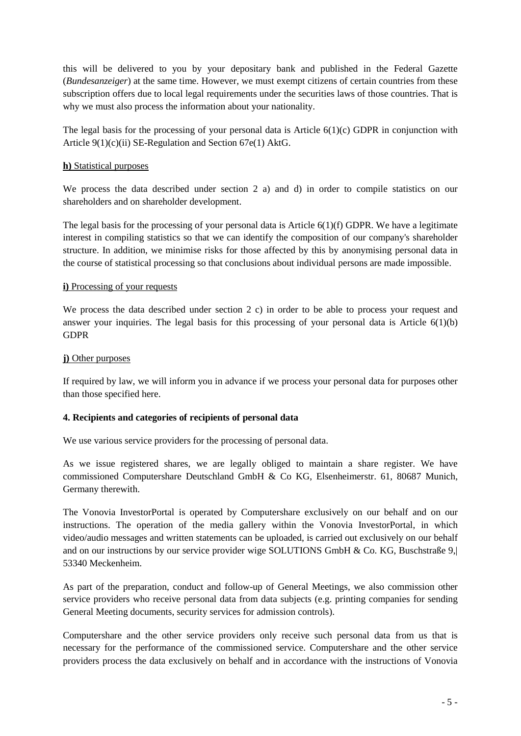this will be delivered to you by your depositary bank and published in the Federal Gazette (*Bundesanzeiger*) at the same time. However, we must exempt citizens of certain countries from these subscription offers due to local legal requirements under the securities laws of those countries. That is why we must also process the information about your nationality.

The legal basis for the processing of your personal data is Article 6(1)(c) GDPR in conjunction with Article 9(1)(c)(ii) SE-Regulation and Section 67e(1) AktG.

**h)** Statistical purposes

We process the data described under section 2 a) and d) in order to compile statistics on our shareholders and on shareholder development.

The legal basis for the processing of your personal data is Article 6(1)(f) GDPR. We have a legitimate interest in compiling statistics so that we can identify the composition of our company's shareholder structure. In addition, we minimise risks for those affected by this by anonymising personal data in the course of statistical processing so that conclusions about individual persons are made impossible.

**i)** Processing of your requests

We process the data described under section 2 c) in order to be able to process your request and answer your inquiries. The legal basis for this processing of your personal data is Article 6(1)(b) GDPR

**j)** Other purposes

If required by law, we will inform you in advance if we process your personal data for purposes other than those specified here.

**4. Recipients and categories of recipients of personal data**

We use various service providers for the processing of personal data.

As we issue registered shares, we are legally obliged to maintain a share register. We have commissioned Computershare Deutschland GmbH & Co KG, Elsenheimerstr. 61, 80687 Munich, Germany therewith.

The Vonovia InvestorPortal is operated by Computershare exclusively on our behalf and on our instructions. The operation of the media gallery within the Vonovia InvestorPortal, in which video/audio messages and written statements can be uploaded, is carried out exclusively on our behalf and on our instructions by our service provider wige SOLUTIONS GmbH & Co. KG, Buschstraße 9,| 53340 Meckenheim.

As part of the preparation, conduct and follow-up of General Meetings, we also commission other service providers who receive personal data from data subjects (e.g. printing companies for sending General Meeting documents, security services for admission controls).

Computershare and the other service providers only receive such personal data from us that is necessary for the performance of the commissioned service. Computershare and the other service providers process the data exclusively on behalf and in accordance with the instructions of Vonovia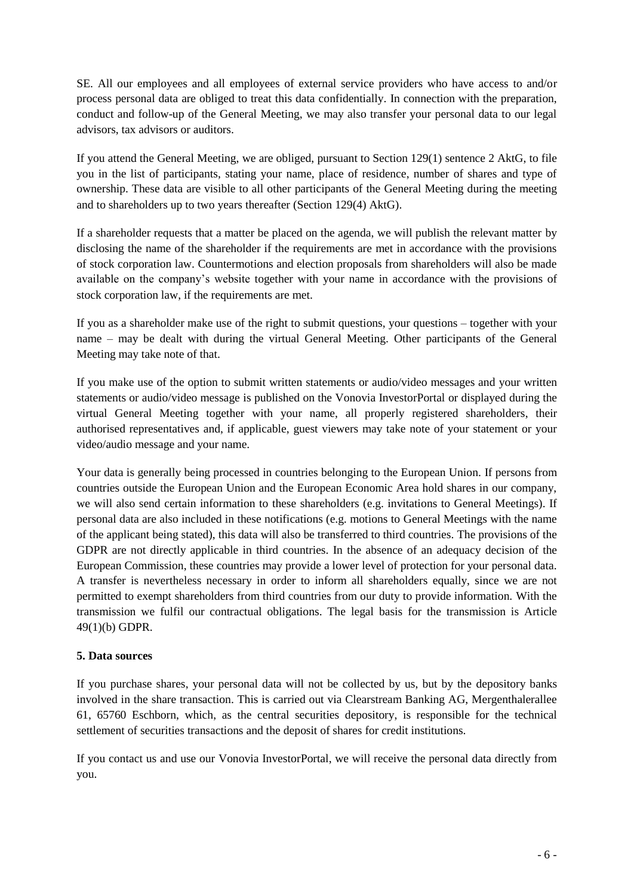SE. All our employees and all employees of external service providers who have access to and/or process personal data are obliged to treat this data confidentially. In connection with the preparation, conduct and follow-up of the General Meeting, we may also transfer your personal data to our legal advisors, tax advisors or auditors.

If you attend the General Meeting, we are obliged, pursuant to Section 129(1) sentence 2 AktG, to file you in the list of participants, stating your name, place of residence, number of shares and type of ownership. These data are visible to all other participants of the General Meeting during the meeting and to shareholders up to two years thereafter (Section 129(4) AktG).

If a shareholder requests that a matter be placed on the agenda, we will publish the relevant matter by disclosing the name of the shareholder if the requirements are met in accordance with the provisions of stock corporation law. Countermotions and election proposals from shareholders will also be made available on the company's website together with your name in accordance with the provisions of stock corporation law, if the requirements are met.

If you as a shareholder make use of the right to submit questions, your questions – together with your name – may be dealt with during the virtual General Meeting. Other participants of the General Meeting may take note of that.

If you make use of the option to submit written statements or audio/video messages and your written statements or audio/video message is published on the Vonovia InvestorPortal or displayed during the virtual General Meeting together with your name, all properly registered shareholders, their authorised representatives and, if applicable, guest viewers may take note of your statement or your video/audio message and your name.

Your data is generally being processed in countries belonging to the European Union. If persons from countries outside the European Union and the European Economic Area hold shares in our company, we will also send certain information to these shareholders (e.g. invitations to General Meetings). If personal data are also included in these notifications (e.g. motions to General Meetings with the name of the applicant being stated), this data will also be transferred to third countries. The provisions of the GDPR are not directly applicable in third countries. In the absence of an adequacy decision of the European Commission, these countries may provide a lower level of protection for your personal data. A transfer is nevertheless necessary in order to inform all shareholders equally, since we are not permitted to exempt shareholders from third countries from our duty to provide information. With the transmission we fulfil our contractual obligations. The legal basis for the transmission is Article 49(1)(b) GDPR.

**5. Data sources**

If you purchase shares, your personal data will not be collected by us, but by the depository banks involved in the share transaction. This is carried out via Clearstream Banking AG, Mergenthalerallee 61, 65760 Eschborn, which, as the central securities depository, is responsible for the technical settlement of securities transactions and the deposit of shares for credit institutions.

If you contact us and use our Vonovia InvestorPortal, we will receive the personal data directly from you.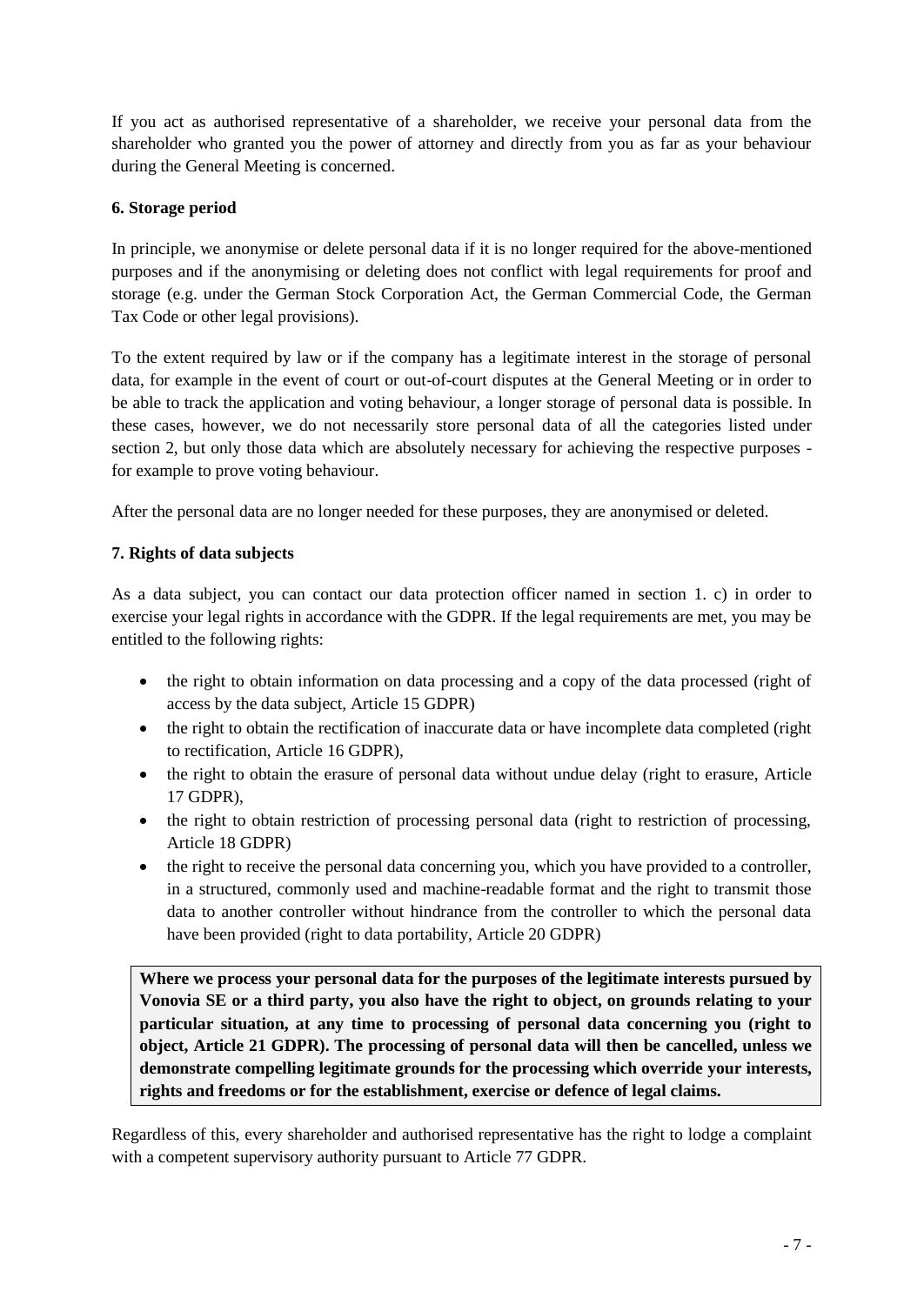If you act as authorised representative of a shareholder, we receive your personal data from the shareholder who granted you the power of attorney and directly from you as far as your behaviour during the General Meeting is concerned.

**6. Storage period**

In principle, we anonymise or delete personal data if it is no longer required for the above-mentioned purposes and if the anonymising or deleting does not conflict with legal requirements for proof and storage (e.g. under the German Stock Corporation Act, the German Commercial Code, the German Tax Code or other legal provisions).

To the extent required by law or if the company has a legitimate interest in the storage of personal data, for example in the event of court or out-of-court disputes at the General Meeting or in order to be able to track the application and voting behaviour, a longer storage of personal data is possible. In these cases, however, we do not necessarily store personal data of all the categories listed under section 2, but only those data which are absolutely necessary for achieving the respective purposes - for example to prove voting behaviour.

After the personal data are no longer needed for these purposes, they are anonymised or deleted.

**7. Rights of data subjects**

As a data subject, you can contact our data protection officer named in section 1. c) in order to exercise your legal rights in accordance with the GDPR. If the legal requirements are met, you may be entitled to the following rights:

- the right to obtain information on data processing and a copy of the data processed (right of access by the data subject, Article 15 GDPR)
- the right to obtain the rectification of inaccurate data or have incomplete data completed (right to rectification, Article 16 GDPR),
- the right to obtain the erasure of personal data without undue delay (right to erasure, Article 17 GDPR),
- the right to obtain restriction of processing personal data (right to restriction of processing, Article 18 GDPR)
- the right to receive the personal data concerning you, which you have provided to a controller, in a structured, commonly used and machine-readable format and the right to transmit those data to another controller without hindrance from the controller to which the personal data have been provided (right to data portability, Article 20 GDPR)

**Where we process your personal data for the purposes of the legitimate interests pursued by Vonovia SE or a third party, you also have the right to object, on grounds relating to your particular situation, at any time to processing of personal data concerning you (right to object, Article 21 GDPR). The processing of personal data will then be cancelled, unless we demonstrate compelling legitimate grounds for the processing which override your interests, rights and freedoms or for the establishment, exercise or defence of legal claims.**

Regardless of this, every shareholder and authorised representative has the right to lodge a complaint with a competent supervisory authority pursuant to Article 77 GDPR.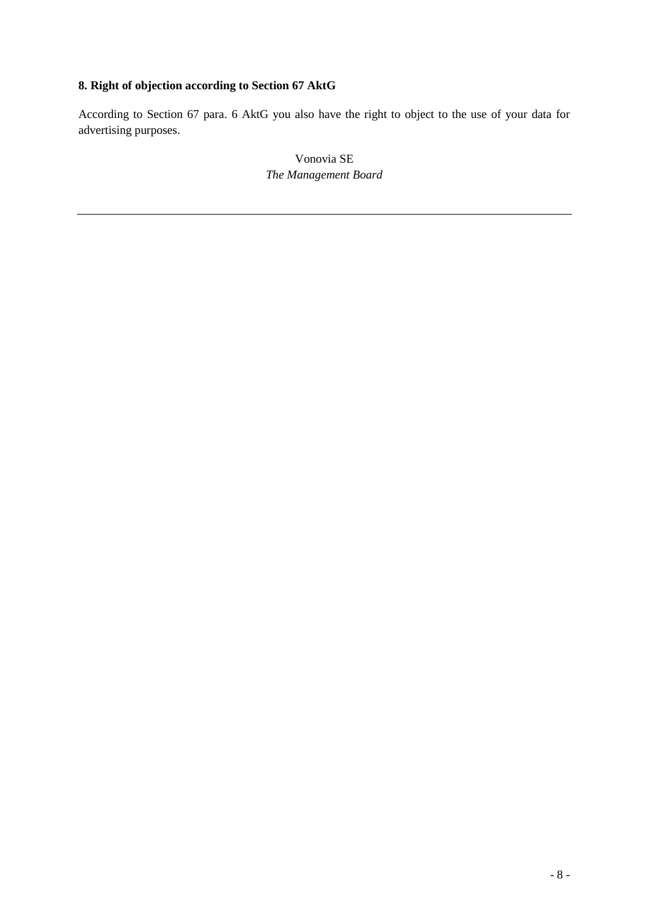**8. Right of objection according to Section 67 AktG**

According to Section 67 para. 6 AktG you also have the right to object to the use of your data for advertising purposes.

Vonovia SE
*The Management Board*

---